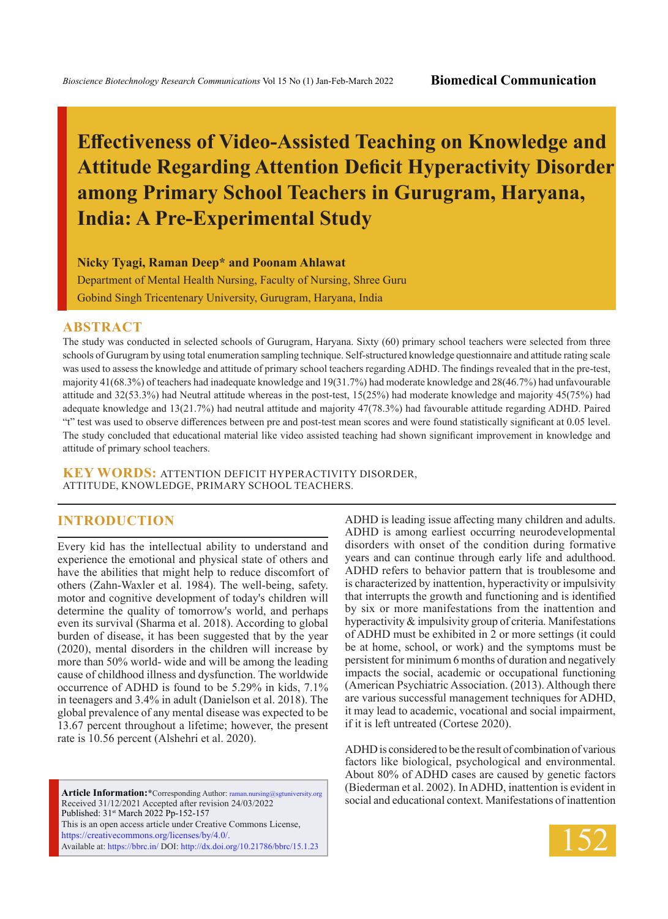# Effectiveness of Video-Assisted Teaching on Knowledge and Attitude Regarding Attention Deficit Hyperactivity Disorder among Primary School Teachers in Gurugram, Haryana, India: A Pre-Experimental Study

**Nicky Tyagi, Raman Deep* and Poonam Ahlawat**

Department of Mental Health Nursing, Faculty of Nursing, Shree Guru Gobind Singh Tricentenary University, Gurugram, Haryana, India

## ABSTRACT

The study was conducted in selected schools of Gurugram, Haryana. Sixty (60) primary school teachers were selected from three schools of Gurugram by using total enumeration sampling technique. Self-structured knowledge questionnaire and attitude rating scale was used to assess the knowledge and attitude of primary school teachers regarding ADHD. The findings revealed that in the pre-test, majority 41(68.3%) of teachers had inadequate knowledge and 19(31.7%) had moderate knowledge and 28(46.7%) had unfavourable attitude and 32(53.3%) had Neutral attitude whereas in the post-test, 15(25%) had moderate knowledge and majority 45(75%) had adequate knowledge and 13(21.7%) had neutral attitude and majority 47(78.3%) had favourable attitude regarding ADHD. Paired "t" test was used to observe differences between pre and post-test mean scores and were found statistically significant at 0.05 level. The study concluded that educational material like video assisted teaching had shown significant improvement in knowledge and attitude of primary school teachers.

**KEY WORDS:** ATTENTION DEFICIT HYPERACTIVITY DISORDER, ATTITUDE, KNOWLEDGE, PRIMARY SCHOOL TEACHERS.

## INTRODUCTION

Every kid has the intellectual ability to understand and experience the emotional and physical state of others and have the abilities that might help to reduce discomfort of others (Zahn-Waxler et al. 1984). The well-being, safety. motor and cognitive development of today's children will determine the quality of tomorrow's world, and perhaps even its survival (Sharma et al. 2018). According to global burden of disease, it has been suggested that by the year (2020), mental disorders in the children will increase by more than 50% world- wide and will be among the leading cause of childhood illness and dysfunction. The worldwide occurrence of ADHD is found to be 5.29% in kids, 7.1% in teenagers and 3.4% in adult (Danielson et al. 2018). The global prevalence of any mental disease was expected to be 13.67 percent throughout a lifetime; however, the present rate is 10.56 percent (Alshehri et al. 2020).

ADHD is leading issue affecting many children and adults. ADHD is among earliest occurring neurodevelopmental disorders with onset of the condition during formative years and can continue through early life and adulthood. ADHD refers to behavior pattern that is troublesome and is characterized by inattention, hyperactivity or impulsivity that interrupts the growth and functioning and is identified by six or more manifestations from the inattention and hyperactivity & impulsivity group of criteria. Manifestations of ADHD must be exhibited in 2 or more settings (it could be at home, school, or work) and the symptoms must be persistent for minimum 6 months of duration and negatively impacts the social, academic or occupational functioning (American Psychiatric Association. (2013). Although there are various successful management techniques for ADHD, it may lead to academic, vocational and social impairment, if it is left untreated (Cortese 2020).

ADHD is considered to be the result of combination of various factors like biological, psychological and environmental. About 80% of ADHD cases are caused by genetic factors (Biederman et al. 2002). In ADHD, inattention is evident in social and educational context. Manifestations of inattention

**Article Information:***Corresponding Author: raman.nursing@sgtuniversity.org
Received 31/12/2021 Accepted after revision 24/03/2022
Published: 31st March 2022 Pp-152-157
This is an open access article under Creative Commons License, https://creativecommons.org/licenses/by/4.0/.
Available at: https://bbrc.in/ DOI: http://dx.doi.org/10.21786/bbrc/15.1.23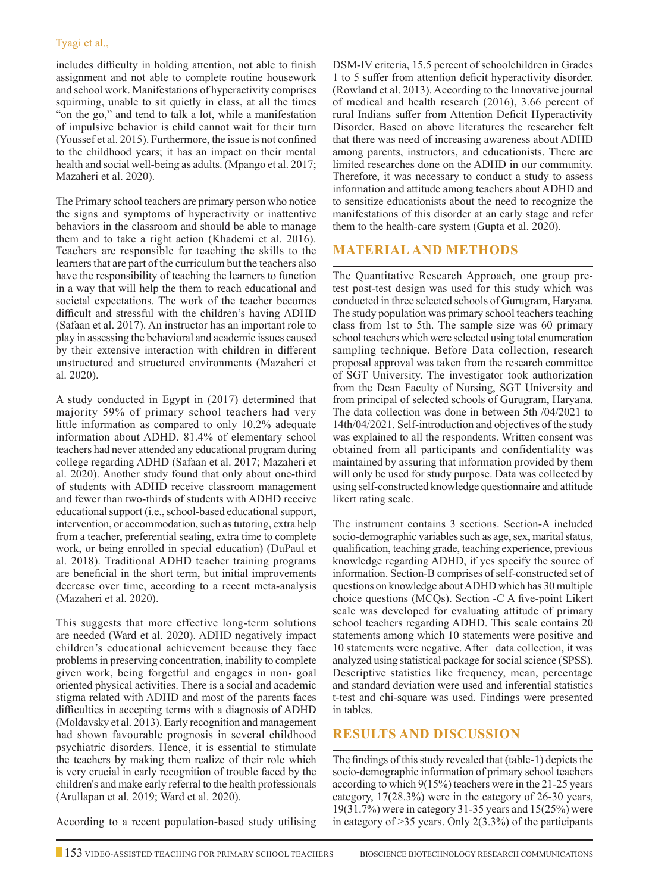includes difficulty in holding attention, not able to finish assignment and not able to complete routine housework and school work. Manifestations of hyperactivity comprises squirming, unable to sit quietly in class, at all the times "on the go," and tend to talk a lot, while a manifestation of impulsive behavior is child cannot wait for their turn (Youssef et al. 2015). Furthermore, the issue is not confined to the childhood years; it has an impact on their mental health and social well-being as adults. (Mpango et al. 2017; Mazaheri et al. 2020).

The Primary school teachers are primary person who notice the signs and symptoms of hyperactivity or inattentive behaviors in the classroom and should be able to manage them and to take a right action (Khademi et al. 2016). Teachers are responsible for teaching the skills to the learners that are part of the curriculum but the teachers also have the responsibility of teaching the learners to function in a way that will help the them to reach educational and societal expectations. The work of the teacher becomes difficult and stressful with the children's having ADHD (Safaan et al. 2017). An instructor has an important role to play in assessing the behavioral and academic issues caused by their extensive interaction with children in different unstructured and structured environments (Mazaheri et al. 2020).

A study conducted in Egypt in (2017) determined that majority 59% of primary school teachers had very little information as compared to only 10.2% adequate information about ADHD. 81.4% of elementary school teachers had never attended any educational program during college regarding ADHD (Safaan et al. 2017; Mazaheri et al. 2020). Another study found that only about one-third of students with ADHD receive classroom management and fewer than two-thirds of students with ADHD receive educational support (i.e., school-based educational support, intervention, or accommodation, such as tutoring, extra help from a teacher, preferential seating, extra time to complete work, or being enrolled in special education) (DuPaul et al. 2018). Traditional ADHD teacher training programs are beneficial in the short term, but initial improvements decrease over time, according to a recent meta-analysis (Mazaheri et al. 2020).

This suggests that more effective long-term solutions are needed (Ward et al. 2020). ADHD negatively impact children's educational achievement because they face problems in preserving concentration, inability to complete given work, being forgetful and engages in non- goal oriented physical activities. There is a social and academic stigma related with ADHD and most of the parents faces difficulties in accepting terms with a diagnosis of ADHD (Moldavsky et al. 2013). Early recognition and management had shown favourable prognosis in several childhood psychiatric disorders. Hence, it is essential to stimulate the teachers by making them realize of their role which is very crucial in early recognition of trouble faced by the children's and make early referral to the health professionals (Arullapan et al. 2019; Ward et al. 2020).

According to a recent population-based study utilising DSM-IV criteria, 15.5 percent of schoolchildren in Grades 1 to 5 suffer from attention deficit hyperactivity disorder. (Rowland et al. 2013). According to the Innovative journal of medical and health research (2016), 3.66 percent of rural Indians suffer from Attention Deficit Hyperactivity Disorder. Based on above literatures the researcher felt that there was need of increasing awareness about ADHD among parents, instructors, and educationists. There are limited researches done on the ADHD in our community. Therefore, it was necessary to conduct a study to assess information and attitude among teachers about ADHD and to sensitize educationists about the need to recognize the manifestations of this disorder at an early stage and refer them to the health-care system (Gupta et al. 2020).

## MATERIAL AND METHODS

The Quantitative Research Approach, one group pre-test post-test design was used for this study which was conducted in three selected schools of Gurugram, Haryana. The study population was primary school teachers teaching class from 1st to 5th. The sample size was 60 primary school teachers which were selected using total enumeration sampling technique. Before Data collection, research proposal approval was taken from the research committee of SGT University. The investigator took authorization from the Dean Faculty of Nursing, SGT University and from principal of selected schools of Gurugram, Haryana. The data collection was done in between 5th /04/2021 to 14th/04/2021. Self-introduction and objectives of the study was explained to all the respondents. Written consent was obtained from all participants and confidentiality was maintained by assuring that information provided by them will only be used for study purpose. Data was collected by using self-constructed knowledge questionnaire and attitude likert rating scale.

The instrument contains 3 sections. Section-A included socio-demographic variables such as age, sex, marital status, qualification, teaching grade, teaching experience, previous knowledge regarding ADHD, if yes specify the source of information. Section-B comprises of self-constructed set of questions on knowledge about ADHD which has 30 multiple choice questions (MCQs). Section -C A five-point Likert scale was developed for evaluating attitude of primary school teachers regarding ADHD. This scale contains 20 statements among which 10 statements were positive and 10 statements were negative. After data collection, it was analyzed using statistical package for social science (SPSS). Descriptive statistics like frequency, mean, percentage and standard deviation were used and inferential statistics t-test and chi-square was used. Findings were presented in tables.

## RESULTS AND DISCUSSION

The findings of this study revealed that (table-1) depicts the socio-demographic information of primary school teachers according to which 9(15%) teachers were in the 21-25 years category, 17(28.3%) were in the category of 26-30 years, 19(31.7%) were in category 31-35 years and 15(25%) were in category of >35 years. Only 2(3.3%) of the participants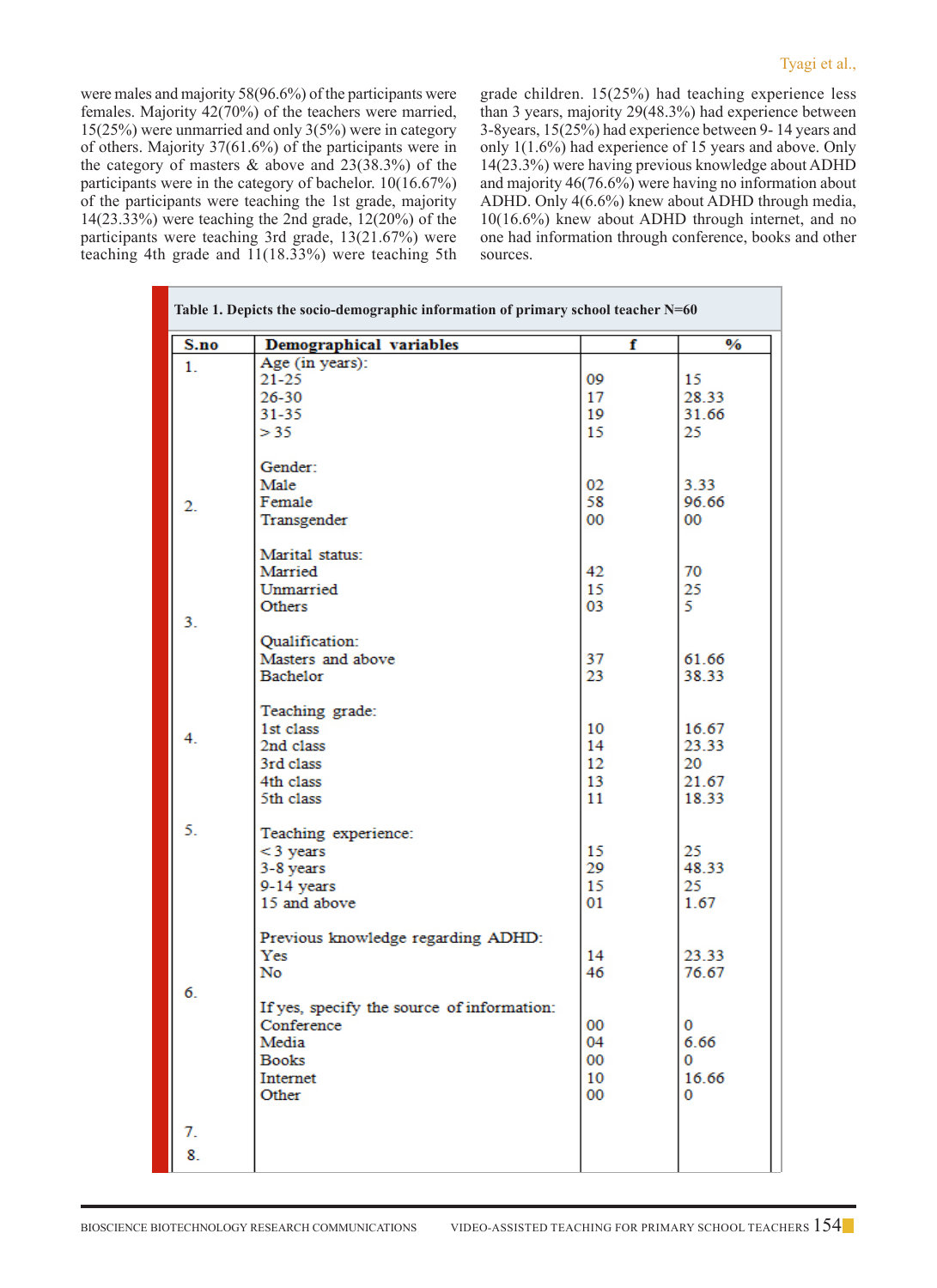were males and majority 58(96.6%) of the participants were females. Majority 42(70%) of the teachers were married, 15(25%) were unmarried and only 3(5%) were in category of others. Majority 37(61.6%) of the participants were in the category of masters & above and 23(38.3%) of the participants were in the category of bachelor. 10(16.67%) of the participants were teaching the 1st grade, majority 14(23.33%) were teaching the 2nd grade, 12(20%) of the participants were teaching 3rd grade, 13(21.67%) were teaching 4th grade and 11(18.33%) were teaching 5th grade children. 15(25%) had teaching experience less than 3 years, majority 29(48.3%) had experience between 3-8years, 15(25%) had experience between 9- 14 years and only 1(1.6%) had experience of 15 years and above. Only 14(23.3%) were having previous knowledge about ADHD and majority 46(76.6%) were having no information about ADHD. Only 4(6.6%) knew about ADHD through media, 10(16.6%) knew about ADHD through internet, and no one had information through conference, books and other sources.

**Table 1. Depicts the socio-demographic information of primary school teacher N=60**

| S.no | Demographical variables | f | % |
|---|---|---|---|
| 1. | Age (in years): | | |
| | 21-25 | 09 | 15 |
| | 26-30 | 17 | 28.33 |
| | 31-35 | 19 | 31.66 |
| | > 35 | 15 | 25 |
| 2. | Gender: | | |
| | Male | 02 | 3.33 |
| | Female | 58 | 96.66 |
| | Transgender | 00 | 00 |
| 3. | Marital status: | | |
| | Married | 42 | 70 |
| | Unmarried | 15 | 25 |
| | Others | 03 | 5 |
| | Qualification: | | |
| | Masters and above | 37 | 61.66 |
| | Bachelor | 23 | 38.33 |
| 4. | Teaching grade: | | |
| | 1st class | 10 | 16.67 |
| | 2nd class | 14 | 23.33 |
| | 3rd class | 12 | 20 |
| | 4th class | 13 | 21.67 |
| | 5th class | 11 | 18.33 |
| 5. | Teaching experience: | | |
| | < 3 years | 15 | 25 |
| | 3-8 years | 29 | 48.33 |
| | 9-14 years | 15 | 25 |
| | 15 and above | 01 | 1.67 |
| 6. | Previous knowledge regarding ADHD: | | |
| | Yes | 14 | 23.33 |
| | No | 46 | 76.67 |
| | If yes, specify the source of information: | | |
| | Conference | 00 | 0 |
| | Media | 04 | 6.66 |
| | Books | 00 | 0 |
| | Internet | 10 | 16.66 |
| | Other | 00 | 0 |
| 7. | | | |
| 8. | | | |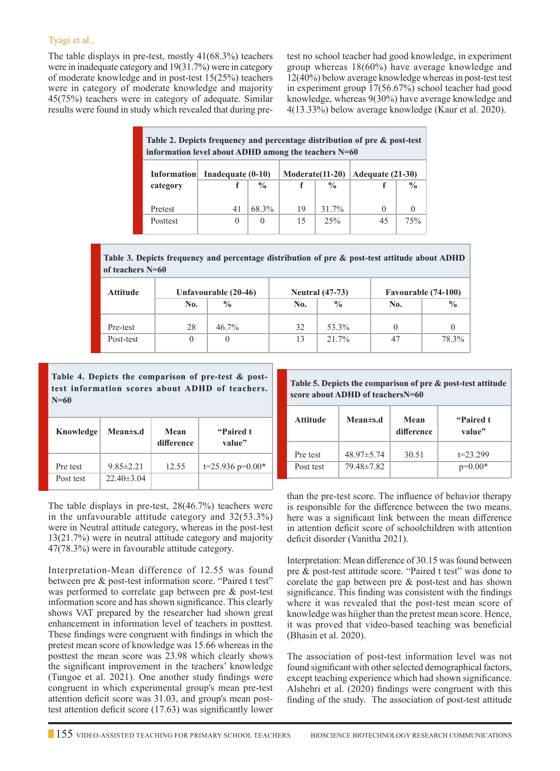The table displays in pre-test, mostly 41(68.3%) teachers were in inadequate category and 19(31.7%) were in category of moderate knowledge and in post-test 15(25%) teachers were in category of moderate knowledge and majority 45(75%) teachers were in category of adequate. Similar results were found in study which revealed that during pre-test no school teacher had good knowledge, in experiment group whereas 18(60%) have average knowledge and 12(40%) below average knowledge whereas in post-test test in experiment group 17(56.67%) school teacher had good knowledge, whereas 9(30%) have average knowledge and 4(13.33%) below average knowledge (Kaur et al. 2020).

**Table 2. Depicts frequency and percentage distribution of pre & post-test information level about ADHD among the teachers N=60**

| Information category | Inadequate (0-10) | | Moderate(11-20) | | Adequate (21-30) | |
|---|---|---|---|---|---|---|
| | f | % | f | % | f | % |
| Pretest | 41 | 68.3% | 19 | 31.7% | 0 | 0 |
| Posttest | 0 | 0 | 15 | 25% | 45 | 75% |

**Table 3. Depicts frequency and percentage distribution of pre & post-test attitude about ADHD of teachers N=60**

| Attitude | Unfavourable (20-46) | | Neutral (47-73) | | Favourable (74-100) | |
|---|---|---|---|---|---|---|
| | No. | % | No. | % | No. | % |
| Pre-test | 28 | 46.7% | 32 | 53.3% | 0 | 0 |
| Post-test | 0 | 0 | 13 | 21.7% | 47 | 78.3% |

**Table 4. Depicts the comparison of pre-test & post-test information scores about ADHD of teachers. N=60**

| Knowledge | Mean±s.d | Mean difference | "Paired t value" |
|---|---|---|---|
| Pre test | 9.85±2.21 | 12.55 | t=25.936 p=0.00* |
| Post test | 22.40±3.04 | | |

**Table 5. Depicts the comparison of pre & post-test attitude score about ADHD of teachersN=60**

| Attitude | Mean±s.d | Mean difference | "Paired t value" |
|---|---|---|---|
| Pre test | 48.97±5.74 | 30.51 | t=23.299 |
| Post test | 79.48±7.82 | | p=0.00* |

The table displays in pre-test, 28(46.7%) teachers were in the unfavourable attitude category and 32(53.3%) were in Neutral attitude category, whereas in the post-test 13(21.7%) were in neutral attitude category and majority 47(78.3%) were in favourable attitude category.

Interpretation-Mean difference of 12.55 was found between pre & post-test information score. "Paired t test" was performed to correlate gap between pre & post-test information score and has shown significance. This clearly shows VAT prepared by the researcher had shown great enhancement in information level of teachers in posttest. These findings were congruent with findings in which the pretest mean score of knowledge was 15.66 whereas in the posttest the mean score was 23.98 which clearly shows the significant improvement in the teachers' knowledge (Tungoe et al. 2021). One another study findings were congruent in which experimental group's mean pre-test attention deficit score was 31.03, and group's mean post-test attention deficit score (17.63) was significantly lower than the pre-test score. The influence of behavior therapy is responsible for the difference between the two means. here was a significant link between the mean difference in attention deficit score of schoolchildren with attention deficit disorder (Vanitha 2021).

Interpretation: Mean difference of 30.15 was found between pre & post-test attitude score. "Paired t test" was done to corelate the gap between pre & post-test and has shown significance. This finding was consistent with the findings where it was revealed that the post-test mean score of knowledge was hiigher than the pretest mean score. Hence, it was proved that video-based teaching was beneficial (Bhasin et al. 2020).

The association of post-test information level was not found significant with other selected demographical factors, except teaching experience which had shown significance. Alshehri et al. (2020) findings were congruent with this finding of the study. The association of post-test attitude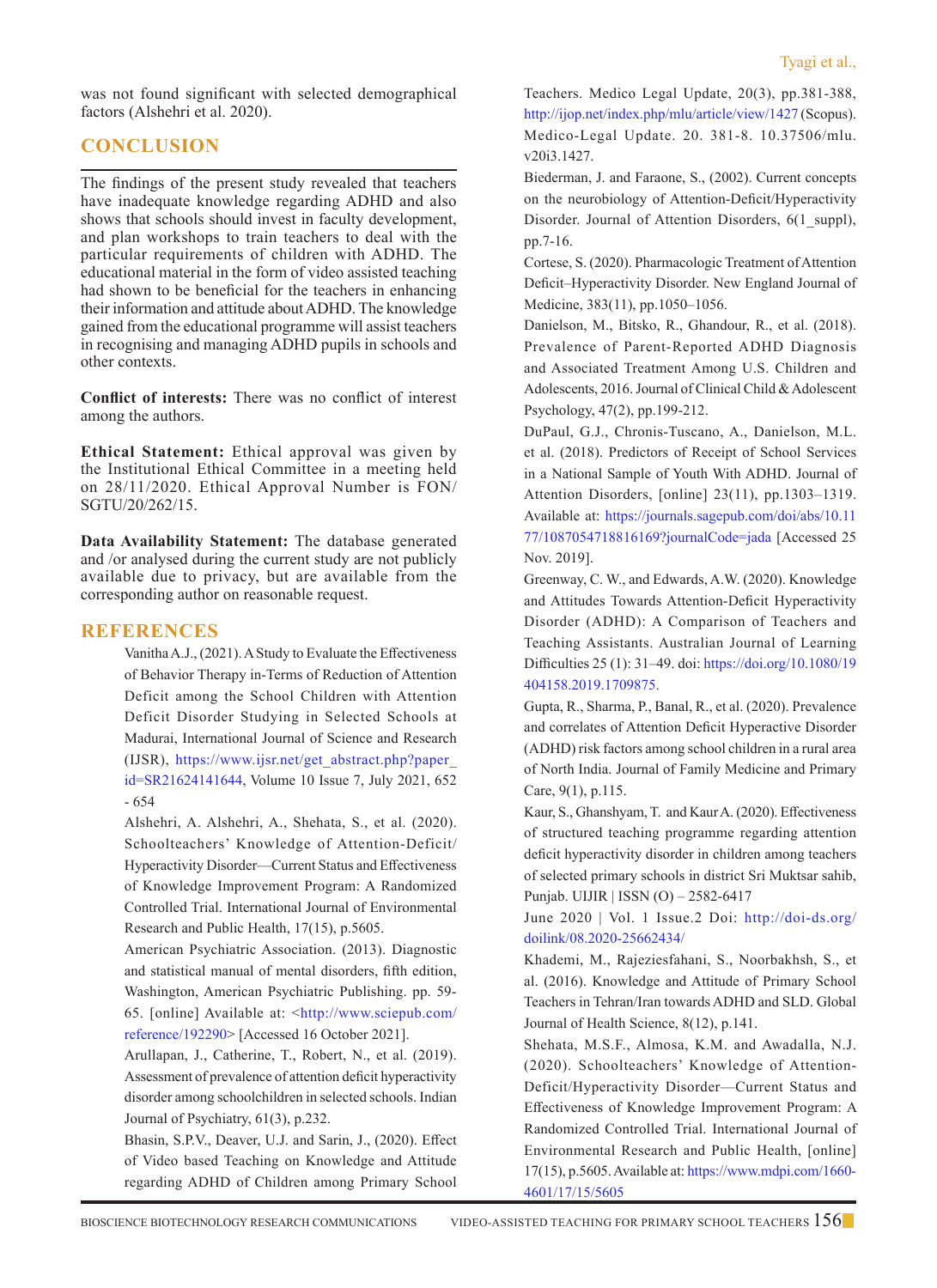was not found significant with selected demographical factors (Alshehri et al. 2020).

## CONCLUSION

The findings of the present study revealed that teachers have inadequate knowledge regarding ADHD and also shows that schools should invest in faculty development, and plan workshops to train teachers to deal with the particular requirements of children with ADHD. The educational material in the form of video assisted teaching had shown to be beneficial for the teachers in enhancing their information and attitude about ADHD. The knowledge gained from the educational programme will assist teachers in recognising and managing ADHD pupils in schools and other contexts.

**Conflict of interests:** There was no conflict of interest among the authors.

**Ethical Statement:** Ethical approval was given by the Institutional Ethical Committee in a meeting held on 28/11/2020. Ethical Approval Number is FON/SGTU/20/262/15.

**Data Availability Statement:** The database generated and /or analysed during the current study are not publicly available due to privacy, but are available from the corresponding author on reasonable request.

## REFERENCES

Vanitha A.J., (2021). A Study to Evaluate the Effectiveness of Behavior Therapy in-Terms of Reduction of Attention Deficit among the School Children with Attention Deficit Disorder Studying in Selected Schools at Madurai, International Journal of Science and Research (IJSR), https://www.ijsr.net/get_abstract.php?paper_id=SR21624141644, Volume 10 Issue 7, July 2021, 652 - 654

Alshehri, A. Alshehri, A., Shehata, S., et al. (2020). Schoolteachers' Knowledge of Attention-Deficit/Hyperactivity Disorder—Current Status and Effectiveness of Knowledge Improvement Program: A Randomized Controlled Trial. International Journal of Environmental Research and Public Health, 17(15), p.5605.

American Psychiatric Association. (2013). Diagnostic and statistical manual of mental disorders, fifth edition, Washington, American Psychiatric Publishing. pp. 59-65. [online] Available at: <http://www.sciepub.com/reference/192290> [Accessed 16 October 2021].

Arullapan, J., Catherine, T., Robert, N., et al. (2019). Assessment of prevalence of attention deficit hyperactivity disorder among schoolchildren in selected schools. Indian Journal of Psychiatry, 61(3), p.232.

Bhasin, S.P.V., Deaver, U.J. and Sarin, J., (2020). Effect of Video based Teaching on Knowledge and Attitude regarding ADHD of Children among Primary School Teachers. Medico Legal Update, 20(3), pp.381-388, http://ijop.net/index.php/mlu/article/view/1427 (Scopus). Medico-Legal Update. 20. 381-8. 10.37506/mlu.v20i3.1427.

Biederman, J. and Faraone, S., (2002). Current concepts on the neurobiology of Attention-Deficit/Hyperactivity Disorder. Journal of Attention Disorders, 6(1_suppl), pp.7-16.

Cortese, S. (2020). Pharmacologic Treatment of Attention Deficit–Hyperactivity Disorder. New England Journal of Medicine, 383(11), pp.1050–1056.

Danielson, M., Bitsko, R., Ghandour, R., et al. (2018). Prevalence of Parent-Reported ADHD Diagnosis and Associated Treatment Among U.S. Children and Adolescents, 2016. Journal of Clinical Child & Adolescent Psychology, 47(2), pp.199-212.

DuPaul, G.J., Chronis-Tuscano, A., Danielson, M.L. et al. (2018). Predictors of Receipt of School Services in a National Sample of Youth With ADHD. Journal of Attention Disorders, [online] 23(11), pp.1303–1319. Available at: https://journals.sagepub.com/doi/abs/10.1177/1087054718816169?journalCode=jada [Accessed 25 Nov. 2019].

Greenway, C. W., and Edwards, A.W. (2020). Knowledge and Attitudes Towards Attention-Deficit Hyperactivity Disorder (ADHD): A Comparison of Teachers and Teaching Assistants. Australian Journal of Learning Difficulties 25 (1): 31–49. doi: https://doi.org/10.1080/19404158.2019.1709875.

Gupta, R., Sharma, P., Banal, R., et al. (2020). Prevalence and correlates of Attention Deficit Hyperactive Disorder (ADHD) risk factors among school children in a rural area of North India. Journal of Family Medicine and Primary Care, 9(1), p.115.

Kaur, S., Ghanshyam, T. and Kaur A. (2020). Effectiveness of structured teaching programme regarding attention deficit hyperactivity disorder in children among teachers of selected primary schools in district Sri Muktsar sahib, Punjab. UIJIR | ISSN (O) – 2582-6417 June 2020 | Vol. 1 Issue.2 Doi: http://doi-ds.org/doilink/08.2020-25662434/

Khademi, M., Rajeziesfahani, S., Noorbakhsh, S., et al. (2016). Knowledge and Attitude of Primary School Teachers in Tehran/Iran towards ADHD and SLD. Global Journal of Health Science, 8(12), p.141.

Shehata, M.S.F., Almosa, K.M. and Awadalla, N.J. (2020). Schoolteachers' Knowledge of Attention-Deficit/Hyperactivity Disorder—Current Status and Effectiveness of Knowledge Improvement Program: A Randomized Controlled Trial. International Journal of Environmental Research and Public Health, [online] 17(15), p.5605. Available at: https://www.mdpi.com/1660-4601/17/15/5605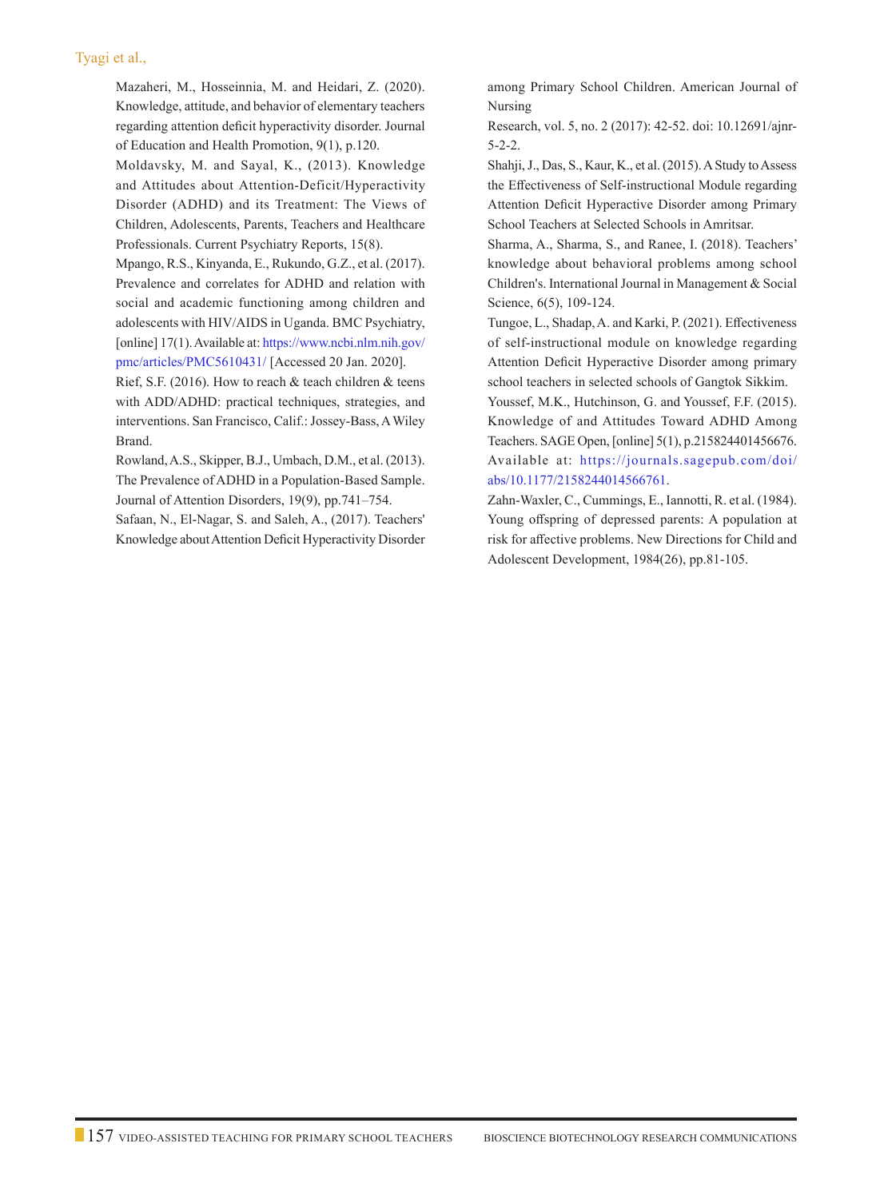Mazaheri, M., Hosseinnia, M. and Heidari, Z. (2020). Knowledge, attitude, and behavior of elementary teachers regarding attention deficit hyperactivity disorder. Journal of Education and Health Promotion, 9(1), p.120.

Moldavsky, M. and Sayal, K., (2013). Knowledge and Attitudes about Attention-Deficit/Hyperactivity Disorder (ADHD) and its Treatment: The Views of Children, Adolescents, Parents, Teachers and Healthcare Professionals. Current Psychiatry Reports, 15(8).

Mpango, R.S., Kinyanda, E., Rukundo, G.Z., et al. (2017). Prevalence and correlates for ADHD and relation with social and academic functioning among children and adolescents with HIV/AIDS in Uganda. BMC Psychiatry, [online] 17(1). Available at: https://www.ncbi.nlm.nih.gov/pmc/articles/PMC5610431/ [Accessed 20 Jan. 2020].

Rief, S.F. (2016). How to reach & teach children & teens with ADD/ADHD: practical techniques, strategies, and interventions. San Francisco, Calif.: Jossey-Bass, A Wiley Brand.

Rowland, A.S., Skipper, B.J., Umbach, D.M., et al. (2013). The Prevalence of ADHD in a Population-Based Sample. Journal of Attention Disorders, 19(9), pp.741–754.

Safaan, N., El-Nagar, S. and Saleh, A., (2017). Teachers' Knowledge about Attention Deficit Hyperactivity Disorder among Primary School Children. American Journal of Nursing Research, vol. 5, no. 2 (2017): 42-52. doi: 10.12691/ajnr-5-2-2.

Shahji, J., Das, S., Kaur, K., et al. (2015). A Study to Assess the Effectiveness of Self-instructional Module regarding Attention Deficit Hyperactive Disorder among Primary School Teachers at Selected Schools in Amritsar.

Sharma, A., Sharma, S., and Ranee, I. (2018). Teachers' knowledge about behavioral problems among school Children's. International Journal in Management & Social Science, 6(5), 109-124.

Tungoe, L., Shadap, A. and Karki, P. (2021). Effectiveness of self-instructional module on knowledge regarding Attention Deficit Hyperactive Disorder among primary school teachers in selected schools of Gangtok Sikkim.

Youssef, M.K., Hutchinson, G. and Youssef, F.F. (2015). Knowledge of and Attitudes Toward ADHD Among Teachers. SAGE Open, [online] 5(1), p.215824401456676. Available at: https://journals.sagepub.com/doi/abs/10.1177/2158244014566761.

Zahn-Waxler, C., Cummings, E., Iannotti, R. et al. (1984). Young offspring of depressed parents: A population at risk for affective problems. New Directions for Child and Adolescent Development, 1984(26), pp.81-105.